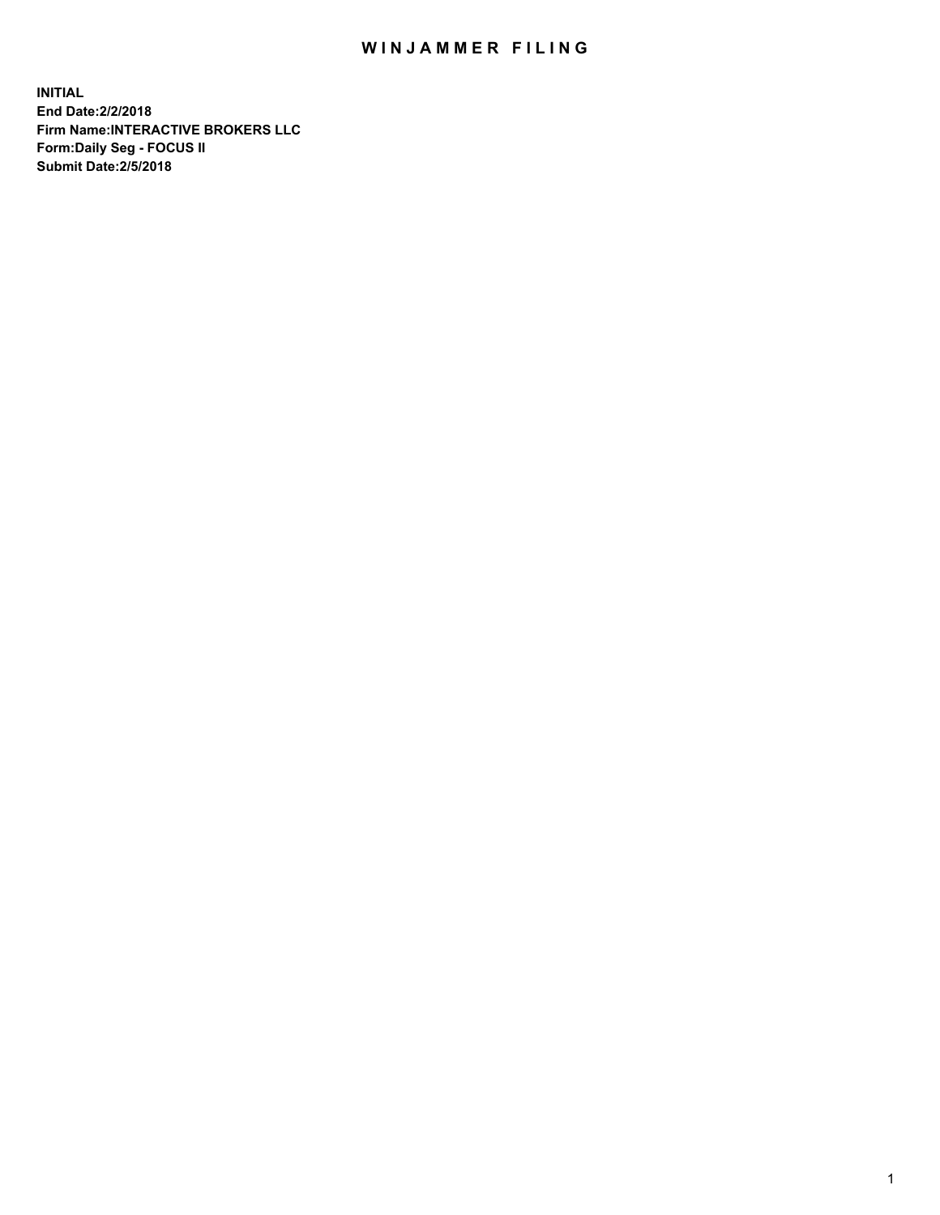# WINJAMMER FILING

**INITIAL**
**End Date:2/2/2018**
**Firm Name:INTERACTIVE BROKERS LLC**
**Form:Daily Seg - FOCUS II**
**Submit Date:2/5/2018**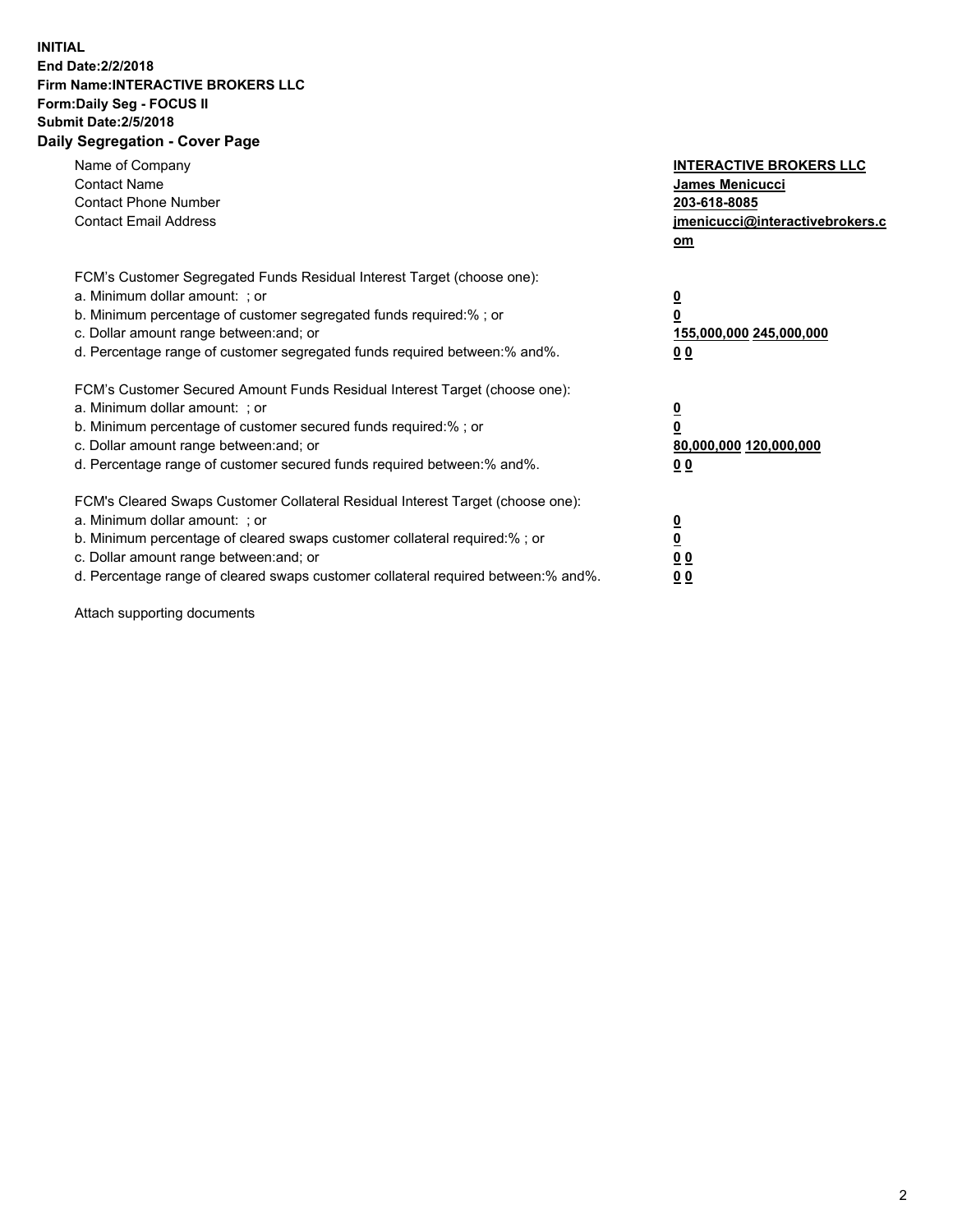**INITIAL**
**End Date:2/2/2018**
**Firm Name:INTERACTIVE BROKERS LLC**
**Form:Daily Seg - FOCUS II**
**Submit Date:2/5/2018**
**Daily Segregation - Cover Page**

| | |
|---|---|
| Name of Company | **INTERACTIVE BROKERS LLC** |
| Contact Name | **James Menicucci** |
| Contact Phone Number | **203-618-8085** |
| Contact Email Address | **jmenicucci@interactivebrokers.com** |

FCM's Customer Segregated Funds Residual Interest Target (choose one):

| | |
|---|---|
| a. Minimum dollar amount: ; or | **0** |
| b. Minimum percentage of customer segregated funds required:% ; or | **0** |
| c. Dollar amount range between:and; or | **155,000,000 245,000,000** |
| d. Percentage range of customer segregated funds required between:% and%. | **0 0** |

FCM's Customer Secured Amount Funds Residual Interest Target (choose one):

| | |
|---|---|
| a. Minimum dollar amount: ; or | **0** |
| b. Minimum percentage of customer secured funds required:% ; or | **0** |
| c. Dollar amount range between:and; or | **80,000,000 120,000,000** |
| d. Percentage range of customer secured funds required between:% and%. | **0 0** |

FCM's Cleared Swaps Customer Collateral Residual Interest Target (choose one):

| | |
|---|---|
| a. Minimum dollar amount: ; or | **0** |
| b. Minimum percentage of cleared swaps customer collateral required:% ; or | **0** |
| c. Dollar amount range between:and; or | **0 0** |
| d. Percentage range of cleared swaps customer collateral required between:% and%. | **0 0** |

Attach supporting documents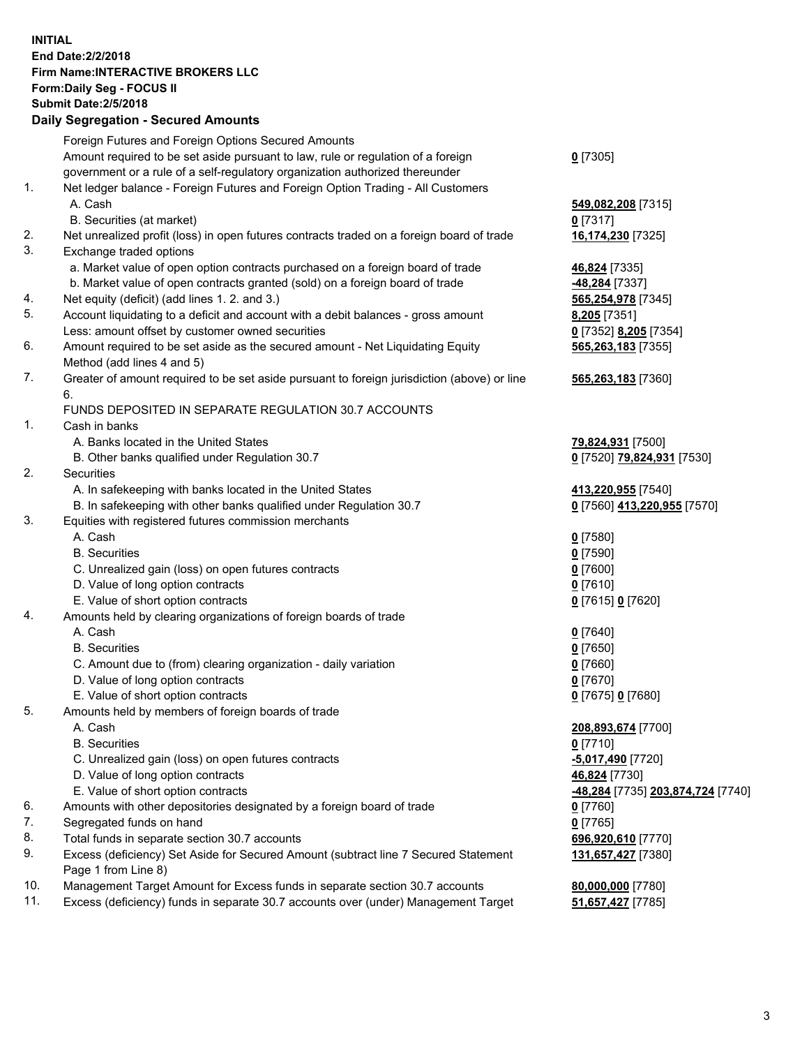**INITIAL**
**End Date:2/2/2018**
**Firm Name:INTERACTIVE BROKERS LLC**
**Form:Daily Seg - FOCUS II**
**Submit Date:2/5/2018**

## Daily Segregation - Secured Amounts

| | | |
|---|---|---|
| | Foreign Futures and Foreign Options Secured Amounts | |
| | Amount required to be set aside pursuant to law, rule or regulation of a foreign government or a rule of a self-regulatory organization authorized thereunder | **0** [7305] |
| 1. | Net ledger balance - Foreign Futures and Foreign Option Trading - All Customers | |
| | A. Cash | **549,082,208** [7315] |
| | B. Securities (at market) | **0** [7317] |
| 2. | Net unrealized profit (loss) in open futures contracts traded on a foreign board of trade | **16,174,230** [7325] |
| 3. | Exchange traded options | |
| | a. Market value of open option contracts purchased on a foreign board of trade | **46,824** [7335] |
| | b. Market value of open contracts granted (sold) on a foreign board of trade | **-48,284** [7337] |
| 4. | Net equity (deficit) (add lines 1. 2. and 3.) | **565,254,978** [7345] |
| 5. | Account liquidating to a deficit and account with a debit balances - gross amount | **8,205** [7351] |
| | Less: amount offset by customer owned securities | **0** [7352] **8,205** [7354] |
| 6. | Amount required to be set aside as the secured amount - Net Liquidating Equity Method (add lines 4 and 5) | **565,263,183** [7355] |
| 7. | Greater of amount required to be set aside pursuant to foreign jurisdiction (above) or line 6. | **565,263,183** [7360] |
| | FUNDS DEPOSITED IN SEPARATE REGULATION 30.7 ACCOUNTS | |
| 1. | Cash in banks | |
| | A. Banks located in the United States | **79,824,931** [7500] |
| | B. Other banks qualified under Regulation 30.7 | **0** [7520] **79,824,931** [7530] |
| 2. | Securities | |
| | A. In safekeeping with banks located in the United States | **413,220,955** [7540] |
| | B. In safekeeping with other banks qualified under Regulation 30.7 | **0** [7560] **413,220,955** [7570] |
| 3. | Equities with registered futures commission merchants | |
| | A. Cash | **0** [7580] |
| | B. Securities | **0** [7590] |
| | C. Unrealized gain (loss) on open futures contracts | **0** [7600] |
| | D. Value of long option contracts | **0** [7610] |
| | E. Value of short option contracts | **0** [7615] **0** [7620] |
| 4. | Amounts held by clearing organizations of foreign boards of trade | |
| | A. Cash | **0** [7640] |
| | B. Securities | **0** [7650] |
| | C. Amount due to (from) clearing organization - daily variation | **0** [7660] |
| | D. Value of long option contracts | **0** [7670] |
| | E. Value of short option contracts | **0** [7675] **0** [7680] |
| 5. | Amounts held by members of foreign boards of trade | |
| | A. Cash | **208,893,674** [7700] |
| | B. Securities | **0** [7710] |
| | C. Unrealized gain (loss) on open futures contracts | **-5,017,490** [7720] |
| | D. Value of long option contracts | **46,824** [7730] |
| | E. Value of short option contracts | **-48,284** [7735] **203,874,724** [7740] |
| 6. | Amounts with other depositories designated by a foreign board of trade | **0** [7760] |
| 7. | Segregated funds on hand | **0** [7765] |
| 8. | Total funds in separate section 30.7 accounts | **696,920,610** [7770] |
| 9. | Excess (deficiency) Set Aside for Secured Amount (subtract line 7 Secured Statement Page 1 from Line 8) | **131,657,427** [7380] |
| 10. | Management Target Amount for Excess funds in separate section 30.7 accounts | **80,000,000** [7780] |
| 11. | Excess (deficiency) funds in separate 30.7 accounts over (under) Management Target | **51,657,427** [7785] |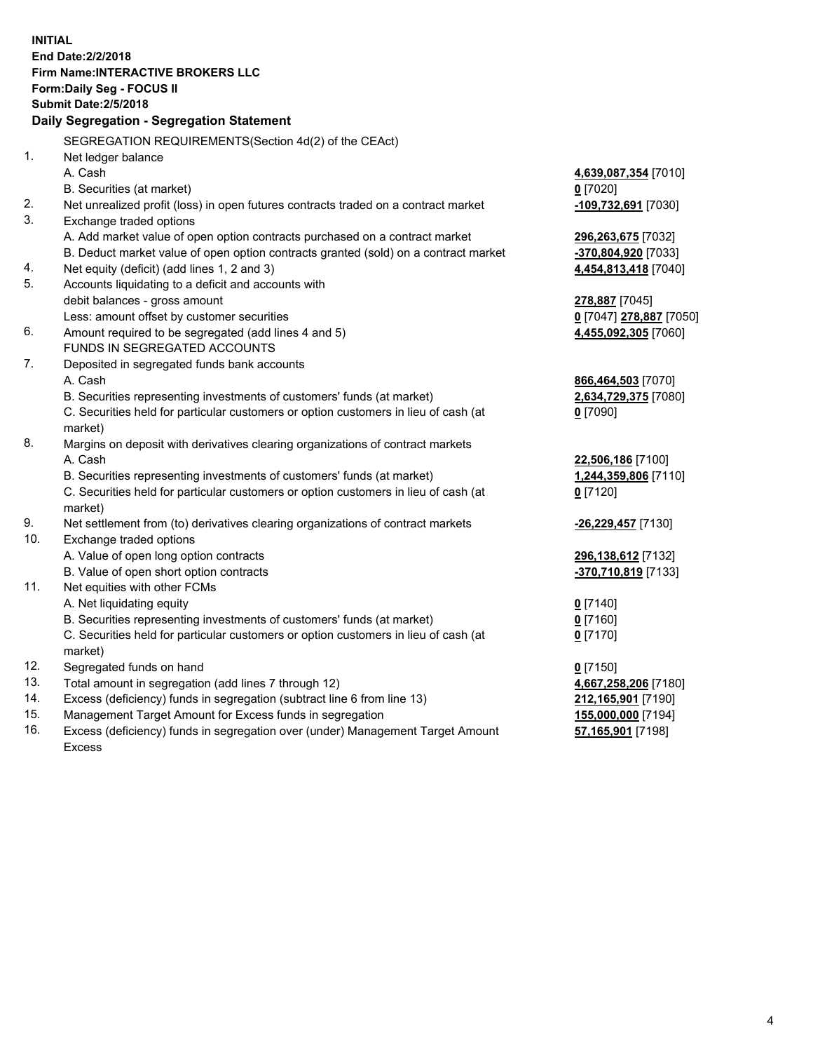**INITIAL**
**End Date:2/2/2018**
**Firm Name:INTERACTIVE BROKERS LLC**
**Form:Daily Seg - FOCUS II**
**Submit Date:2/5/2018**

## Daily Segregation - Segregation Statement

SEGREGATION REQUIREMENTS(Section 4d(2) of the CEAct)

| | | |
|---|---|---|
| 1. | Net ledger balance | |
| | A. Cash | **4,639,087,354** [7010] |
| | B. Securities (at market) | **0** [7020] |
| 2. | Net unrealized profit (loss) in open futures contracts traded on a contract market | **-109,732,691** [7030] |
| 3. | Exchange traded options | |
| | A. Add market value of open option contracts purchased on a contract market | **296,263,675** [7032] |
| | B. Deduct market value of open option contracts granted (sold) on a contract market | **-370,804,920** [7033] |
| 4. | Net equity (deficit) (add lines 1, 2 and 3) | **4,454,813,418** [7040] |
| 5. | Accounts liquidating to a deficit and accounts with | |
| | debit balances - gross amount | **278,887** [7045] |
| | Less: amount offset by customer securities | **0** [7047] **278,887** [7050] |
| 6. | Amount required to be segregated (add lines 4 and 5) | **4,455,092,305** [7060] |
| | FUNDS IN SEGREGATED ACCOUNTS | |
| 7. | Deposited in segregated funds bank accounts | |
| | A. Cash | **866,464,503** [7070] |
| | B. Securities representing investments of customers' funds (at market) | **2,634,729,375** [7080] |
| | C. Securities held for particular customers or option customers in lieu of cash (at market) | **0** [7090] |
| 8. | Margins on deposit with derivatives clearing organizations of contract markets | |
| | A. Cash | **22,506,186** [7100] |
| | B. Securities representing investments of customers' funds (at market) | **1,244,359,806** [7110] |
| | C. Securities held for particular customers or option customers in lieu of cash (at market) | **0** [7120] |
| 9. | Net settlement from (to) derivatives clearing organizations of contract markets | **-26,229,457** [7130] |
| 10. | Exchange traded options | |
| | A. Value of open long option contracts | **296,138,612** [7132] |
| | B. Value of open short option contracts | **-370,710,819** [7133] |
| 11. | Net equities with other FCMs | |
| | A. Net liquidating equity | **0** [7140] |
| | B. Securities representing investments of customers' funds (at market) | **0** [7160] |
| | C. Securities held for particular customers or option customers in lieu of cash (at market) | **0** [7170] |
| 12. | Segregated funds on hand | **0** [7150] |
| 13. | Total amount in segregation (add lines 7 through 12) | **4,667,258,206** [7180] |
| 14. | Excess (deficiency) funds in segregation (subtract line 6 from line 13) | **212,165,901** [7190] |
| 15. | Management Target Amount for Excess funds in segregation | **155,000,000** [7194] |
| 16. | Excess (deficiency) funds in segregation over (under) Management Target Amount Excess | **57,165,901** [7198] |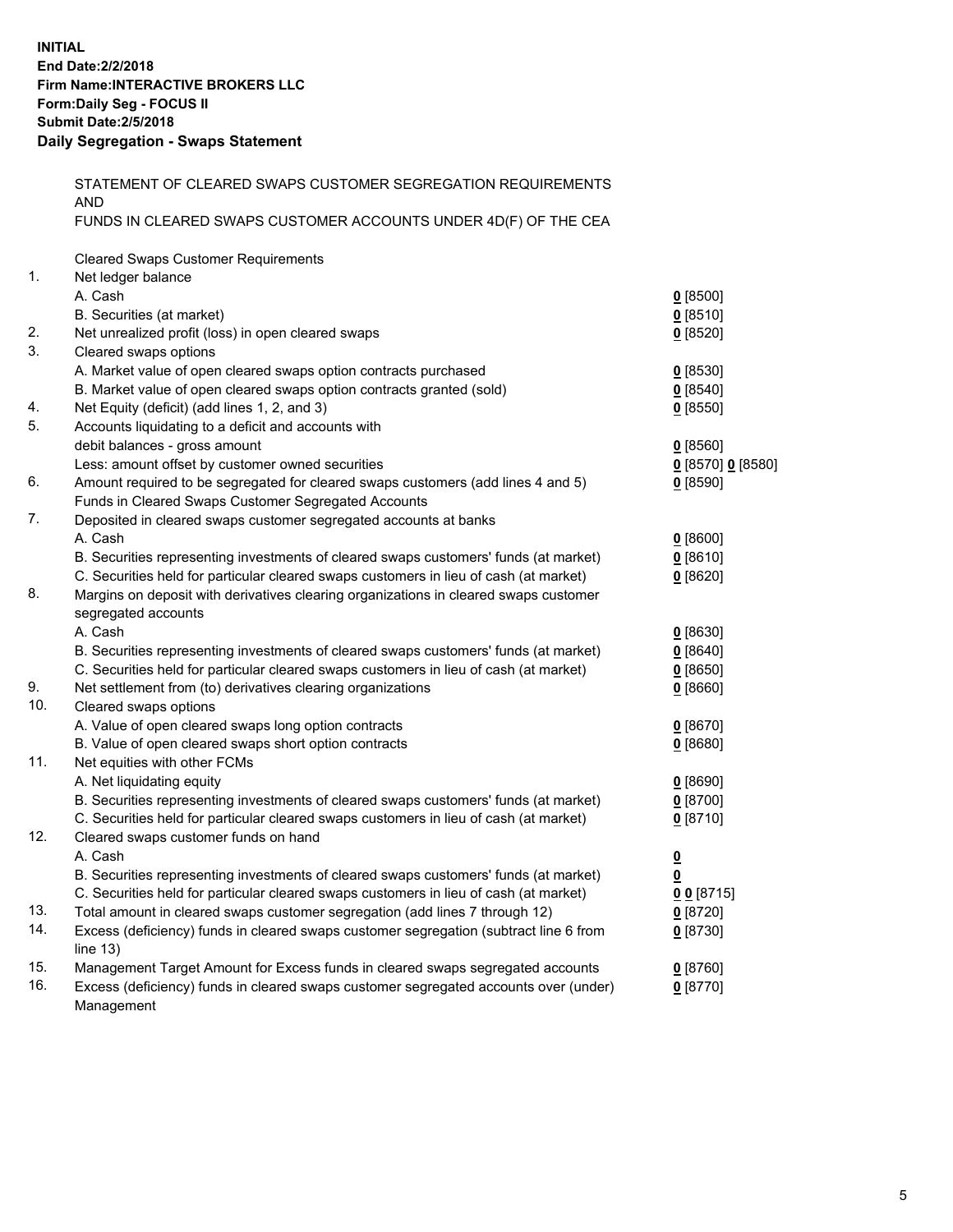**INITIAL**
**End Date:2/2/2018**
**Firm Name:INTERACTIVE BROKERS LLC**
**Form:Daily Seg - FOCUS II**
**Submit Date:2/5/2018**
**Daily Segregation - Swaps Statement**

STATEMENT OF CLEARED SWAPS CUSTOMER SEGREGATION REQUIREMENTS
AND
FUNDS IN CLEARED SWAPS CUSTOMER ACCOUNTS UNDER 4D(F) OF THE CEA

| | | |
|---|---|---|
| | Cleared Swaps Customer Requirements | |
| 1. | Net ledger balance | |
| | A. Cash | 0 [8500] |
| | B. Securities (at market) | 0 [8510] |
| 2. | Net unrealized profit (loss) in open cleared swaps | 0 [8520] |
| 3. | Cleared swaps options | |
| | A. Market value of open cleared swaps option contracts purchased | 0 [8530] |
| | B. Market value of open cleared swaps option contracts granted (sold) | 0 [8540] |
| 4. | Net Equity (deficit) (add lines 1, 2, and 3) | 0 [8550] |
| 5. | Accounts liquidating to a deficit and accounts with | |
| | debit balances - gross amount | 0 [8560] |
| | Less: amount offset by customer owned securities | 0 [8570] 0 [8580] |
| 6. | Amount required to be segregated for cleared swaps customers (add lines 4 and 5) | 0 [8590] |
| | Funds in Cleared Swaps Customer Segregated Accounts | |
| 7. | Deposited in cleared swaps customer segregated accounts at banks | |
| | A. Cash | 0 [8600] |
| | B. Securities representing investments of cleared swaps customers' funds (at market) | 0 [8610] |
| | C. Securities held for particular cleared swaps customers in lieu of cash (at market) | 0 [8620] |
| 8. | Margins on deposit with derivatives clearing organizations in cleared swaps customer segregated accounts | |
| | A. Cash | 0 [8630] |
| | B. Securities representing investments of cleared swaps customers' funds (at market) | 0 [8640] |
| | C. Securities held for particular cleared swaps customers in lieu of cash (at market) | 0 [8650] |
| 9. | Net settlement from (to) derivatives clearing organizations | 0 [8660] |
| 10. | Cleared swaps options | |
| | A. Value of open cleared swaps long option contracts | 0 [8670] |
| | B. Value of open cleared swaps short option contracts | 0 [8680] |
| 11. | Net equities with other FCMs | |
| | A. Net liquidating equity | 0 [8690] |
| | B. Securities representing investments of cleared swaps customers' funds (at market) | 0 [8700] |
| | C. Securities held for particular cleared swaps customers in lieu of cash (at market) | 0 [8710] |
| 12. | Cleared swaps customer funds on hand | |
| | A. Cash | 0 |
| | B. Securities representing investments of cleared swaps customers' funds (at market) | 0 |
| | C. Securities held for particular cleared swaps customers in lieu of cash (at market) | 0 0 [8715] |
| 13. | Total amount in cleared swaps customer segregation (add lines 7 through 12) | 0 [8720] |
| 14. | Excess (deficiency) funds in cleared swaps customer segregation (subtract line 6 from line 13) | 0 [8730] |
| 15. | Management Target Amount for Excess funds in cleared swaps segregated accounts | 0 [8760] |
| 16. | Excess (deficiency) funds in cleared swaps customer segregated accounts over (under) Management | 0 [8770] |